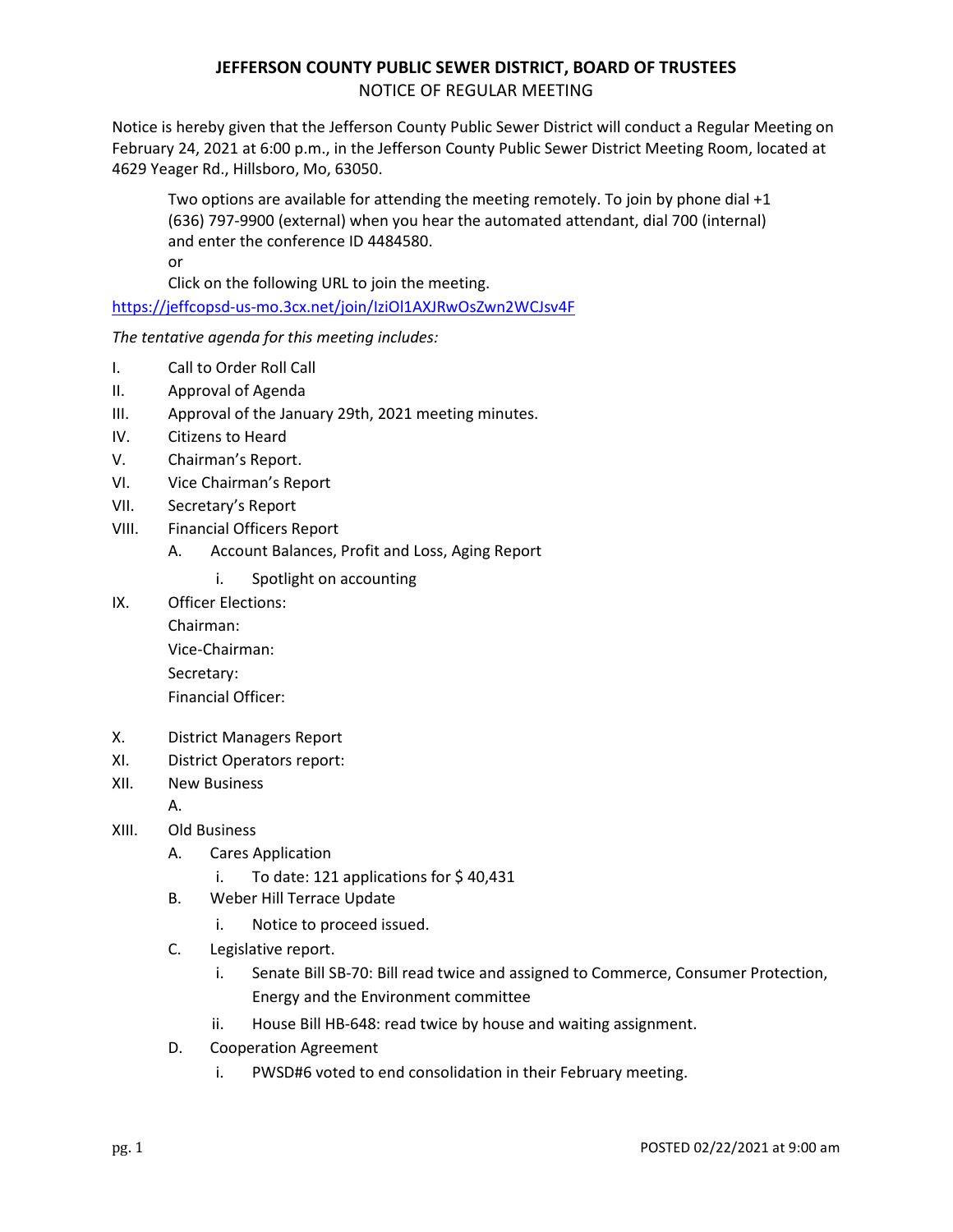# JEFFERSON COUNTY PUBLIC SEWER DISTRICT, BOARD OF TRUSTEES

NOTICE OF REGULAR MEETING

Notice is hereby given that the Jefferson County Public Sewer District will conduct a Regular Meeting on February 24, 2021 at 6:00 p.m., in the Jefferson County Public Sewer District Meeting Room, located at 4629 Yeager Rd., Hillsboro, Mo, 63050.

> Two options are available for attending the meeting remotely. To join by phone dial +1 (636) 797-9900 (external) when you hear the automated attendant, dial 700 (internal) and enter the conference ID 4484580.
>
> or
>
> Click on the following URL to join the meeting.

https://jeffcopsd-us-mo.3cx.net/join/IziOl1AXJRwOsZwn2WCJsv4F

*The tentative agenda for this meeting includes:*

I. Call to Order Roll Call

II. Approval of Agenda

III. Approval of the January 29th, 2021 meeting minutes.

IV. Citizens to Heard

V. Chairman's Report.

VI. Vice Chairman's Report

VII. Secretary's Report

VIII. Financial Officers Report
- A. Account Balances, Profit and Loss, Aging Report
  - i. Spotlight on accounting

IX. Officer Elections:
- Chairman:
- Vice-Chairman:
- Secretary:
- Financial Officer:

X. District Managers Report

XI. District Operators report:

XII. New Business
- A.

XIII. Old Business
- A. Cares Application
  - i. To date: 121 applications for $ 40,431
- B. Weber Hill Terrace Update
  - i. Notice to proceed issued.
- C. Legislative report.
  - i. Senate Bill SB-70: Bill read twice and assigned to Commerce, Consumer Protection, Energy and the Environment committee
  - ii. House Bill HB-648: read twice by house and waiting assignment.
- D. Cooperation Agreement
  - i. PWSD#6 voted to end consolidation in their February meeting.

POSTED 02/22/2021 at 9:00 am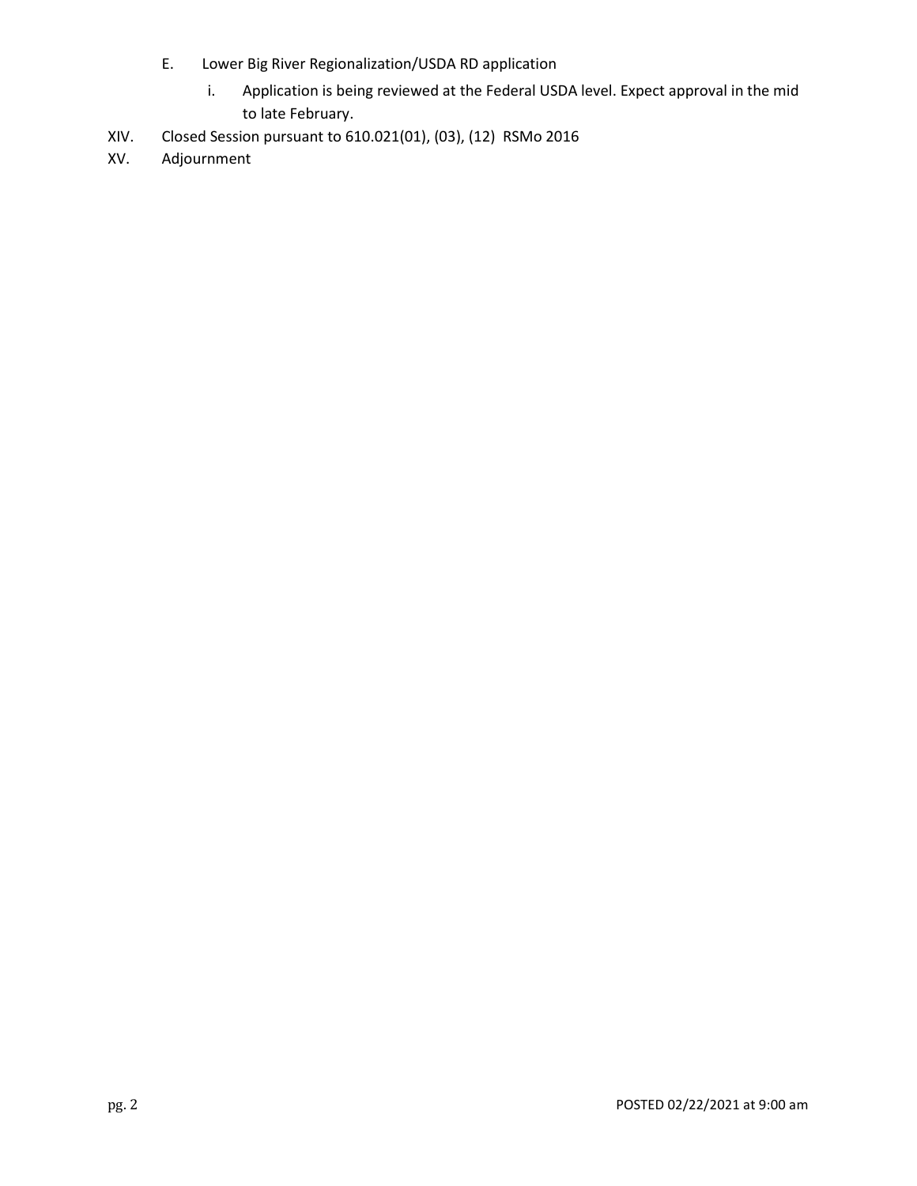E. Lower Big River Regionalization/USDA RD application

   i. Application is being reviewed at the Federal USDA level. Expect approval in the mid to late February.

XIV. Closed Session pursuant to 610.021(01), (03), (12) RSMo 2016

XV. Adjournment

POSTED 02/22/2021 at 9:00 am